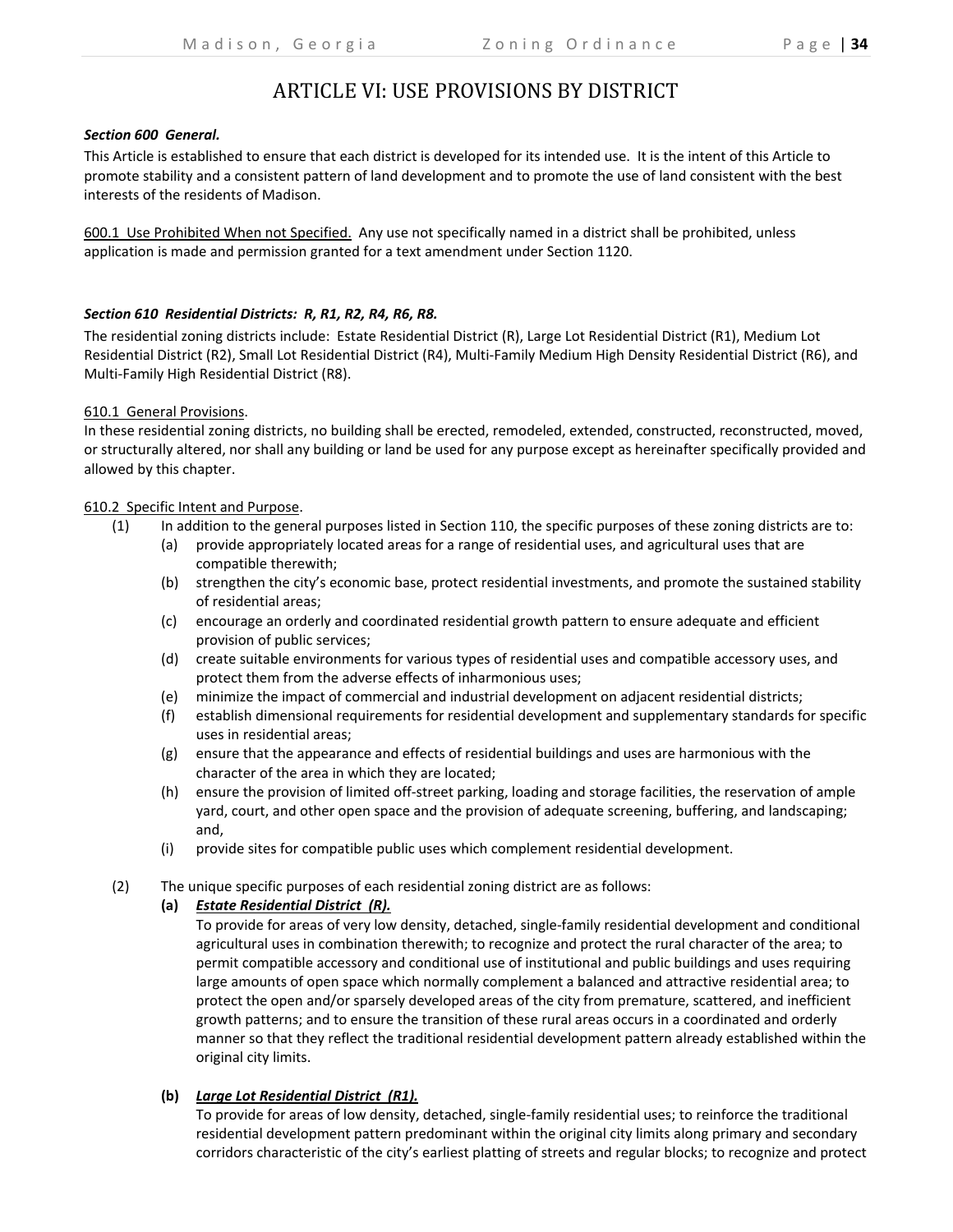# ARTICLE VI: USE PROVISIONS BY DISTRICT

***Section 600 General.***

This Article is established to ensure that each district is developed for its intended use. It is the intent of this Article to promote stability and a consistent pattern of land development and to promote the use of land consistent with the best interests of the residents of Madison.

600.1 Use Prohibited When not Specified. Any use not specifically named in a district shall be prohibited, unless application is made and permission granted for a text amendment under Section 1120.

***Section 610 Residential Districts: R, R1, R2, R4, R6, R8.***

The residential zoning districts include: Estate Residential District (R), Large Lot Residential District (R1), Medium Lot Residential District (R2), Small Lot Residential District (R4), Multi-Family Medium High Density Residential District (R6), and Multi-Family High Residential District (R8).

610.1 General Provisions.

In these residential zoning districts, no building shall be erected, remodeled, extended, constructed, reconstructed, moved, or structurally altered, nor shall any building or land be used for any purpose except as hereinafter specifically provided and allowed by this chapter.

610.2 Specific Intent and Purpose.

(1) In addition to the general purposes listed in Section 110, the specific purposes of these zoning districts are to:

- (a) provide appropriately located areas for a range of residential uses, and agricultural uses that are compatible therewith;
- (b) strengthen the city's economic base, protect residential investments, and promote the sustained stability of residential areas;
- (c) encourage an orderly and coordinated residential growth pattern to ensure adequate and efficient provision of public services;
- (d) create suitable environments for various types of residential uses and compatible accessory uses, and protect them from the adverse effects of inharmonious uses;
- (e) minimize the impact of commercial and industrial development on adjacent residential districts;
- (f) establish dimensional requirements for residential development and supplementary standards for specific uses in residential areas;
- (g) ensure that the appearance and effects of residential buildings and uses are harmonious with the character of the area in which they are located;
- (h) ensure the provision of limited off-street parking, loading and storage facilities, the reservation of ample yard, court, and other open space and the provision of adequate screening, buffering, and landscaping; and,
- (i) provide sites for compatible public uses which complement residential development.

(2) The unique specific purposes of each residential zoning district are as follows:

**(a)** ***Estate Residential District (R).***

To provide for areas of very low density, detached, single-family residential development and conditional agricultural uses in combination therewith; to recognize and protect the rural character of the area; to permit compatible accessory and conditional use of institutional and public buildings and uses requiring large amounts of open space which normally complement a balanced and attractive residential area; to protect the open and/or sparsely developed areas of the city from premature, scattered, and inefficient growth patterns; and to ensure the transition of these rural areas occurs in a coordinated and orderly manner so that they reflect the traditional residential development pattern already established within the original city limits.

**(b)** ***Large Lot Residential District (R1).***

To provide for areas of low density, detached, single-family residential uses; to reinforce the traditional residential development pattern predominant within the original city limits along primary and secondary corridors characteristic of the city's earliest platting of streets and regular blocks; to recognize and protect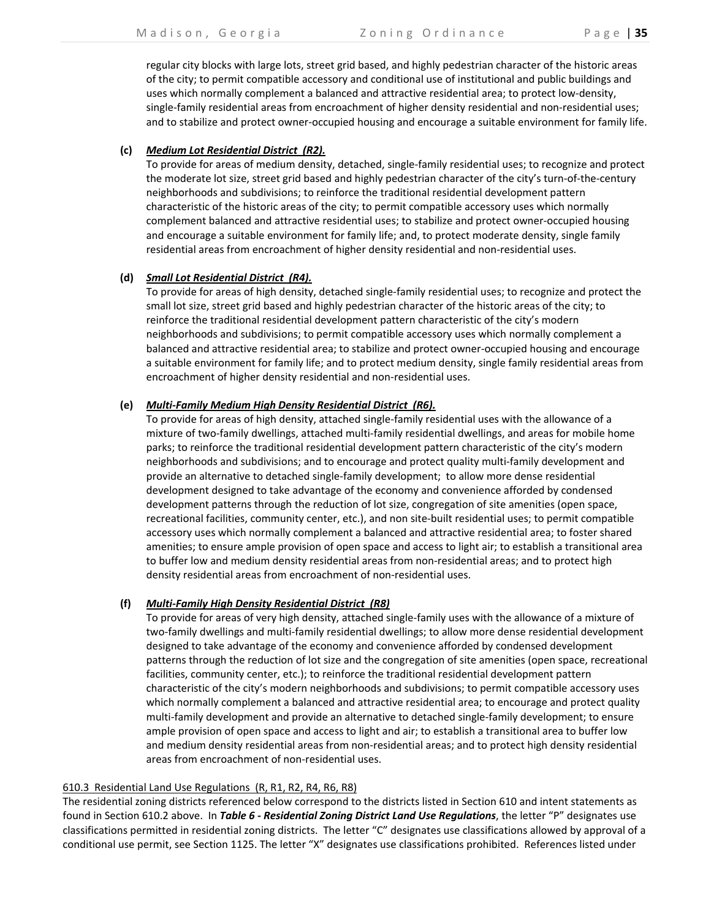regular city blocks with large lots, street grid based, and highly pedestrian character of the historic areas of the city; to permit compatible accessory and conditional use of institutional and public buildings and uses which normally complement a balanced and attractive residential area; to protect low-density, single-family residential areas from encroachment of higher density residential and non-residential uses; and to stabilize and protect owner-occupied housing and encourage a suitable environment for family life.

**(c)** ***Medium Lot Residential District (R2).***
To provide for areas of medium density, detached, single-family residential uses; to recognize and protect the moderate lot size, street grid based and highly pedestrian character of the city's turn-of-the-century neighborhoods and subdivisions; to reinforce the traditional residential development pattern characteristic of the historic areas of the city; to permit compatible accessory uses which normally complement balanced and attractive residential uses; to stabilize and protect owner-occupied housing and encourage a suitable environment for family life; and, to protect moderate density, single family residential areas from encroachment of higher density residential and non-residential uses.

**(d)** ***Small Lot Residential District (R4).***
To provide for areas of high density, detached single-family residential uses; to recognize and protect the small lot size, street grid based and highly pedestrian character of the historic areas of the city; to reinforce the traditional residential development pattern characteristic of the city's modern neighborhoods and subdivisions; to permit compatible accessory uses which normally complement a balanced and attractive residential area; to stabilize and protect owner-occupied housing and encourage a suitable environment for family life; and to protect medium density, single family residential areas from encroachment of higher density residential and non-residential uses.

**(e)** ***Multi-Family Medium High Density Residential District (R6).***
To provide for areas of high density, attached single-family residential uses with the allowance of a mixture of two-family dwellings, attached multi-family residential dwellings, and areas for mobile home parks; to reinforce the traditional residential development pattern characteristic of the city's modern neighborhoods and subdivisions; and to encourage and protect quality multi-family development and provide an alternative to detached single-family development; to allow more dense residential development designed to take advantage of the economy and convenience afforded by condensed development patterns through the reduction of lot size, congregation of site amenities (open space, recreational facilities, community center, etc.), and non site-built residential uses; to permit compatible accessory uses which normally complement a balanced and attractive residential area; to foster shared amenities; to ensure ample provision of open space and access to light air; to establish a transitional area to buffer low and medium density residential areas from non-residential areas; and to protect high density residential areas from encroachment of non-residential uses.

**(f)** ***Multi-Family High Density Residential District (R8)***
To provide for areas of very high density, attached single-family uses with the allowance of a mixture of two-family dwellings and multi-family residential dwellings; to allow more dense residential development designed to take advantage of the economy and convenience afforded by condensed development patterns through the reduction of lot size and the congregation of site amenities (open space, recreational facilities, community center, etc.); to reinforce the traditional residential development pattern characteristic of the city's modern neighborhoods and subdivisions; to permit compatible accessory uses which normally complement a balanced and attractive residential area; to encourage and protect quality multi-family development and provide an alternative to detached single-family development; to ensure ample provision of open space and access to light and air; to establish a transitional area to buffer low and medium density residential areas from non-residential areas; and to protect high density residential areas from encroachment of non-residential uses.

610.3 Residential Land Use Regulations (R, R1, R2, R4, R6, R8)
The residential zoning districts referenced below correspond to the districts listed in Section 610 and intent statements as found in Section 610.2 above. In ***Table 6 - Residential Zoning District Land Use Regulations***, the letter "P" designates use classifications permitted in residential zoning districts. The letter "C" designates use classifications allowed by approval of a conditional use permit, see Section 1125. The letter "X" designates use classifications prohibited. References listed under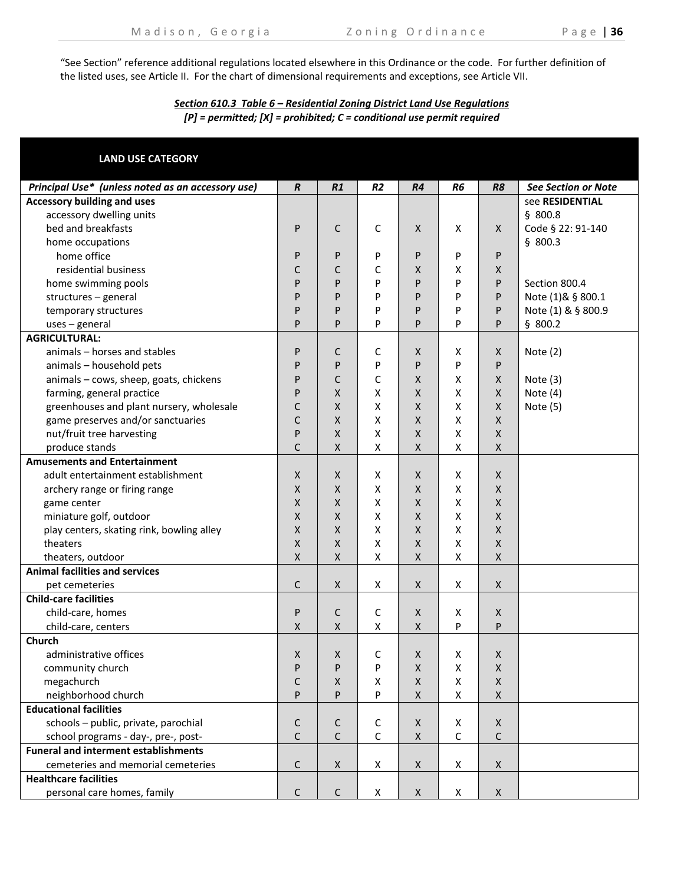"See Section" reference additional regulations located elsewhere in this Ordinance or the code. For further definition of the listed uses, see Article II. For the chart of dimensional requirements and exceptions, see Article VII.

***Section 610.3 Table 6 – Residential Zoning District Land Use Regulations***
***[P] = permitted; [X] = prohibited; C = conditional use permit required***

| LAND USE CATEGORY | | | | | | | |
|---|---|---|---|---|---|---|---|
| ***Principal Use\* (unless noted as an accessory use)*** | ***R*** | ***R1*** | ***R2*** | ***R4*** | ***R6*** | ***R8*** | ***See Section or Note*** |
| **Accessory building and uses** | | | | | | | see **RESIDENTIAL** |
| accessory dwelling units | | | | | | | § 800.8 |
| bed and breakfasts | P | C | C | X | X | X | Code § 22: 91-140 |
| home occupations | | | | | | | § 800.3 |
| home office | P | P | P | P | P | P | |
| residential business | C | C | C | X | X | X | |
| home swimming pools | P | P | P | P | P | P | Section 800.4 |
| structures – general | P | P | P | P | P | P | Note (1)& § 800.1 |
| temporary structures | P | P | P | P | P | P | Note (1) & § 800.9 |
| uses – general | P | P | P | P | P | P | § 800.2 |
| **AGRICULTURAL:** | | | | | | | |
| animals – horses and stables | P | C | C | X | X | X | Note (2) |
| animals – household pets | P | P | P | P | P | P | |
| animals – cows, sheep, goats, chickens | P | C | C | X | X | X | Note (3) |
| farming, general practice | P | X | X | X | X | X | Note (4) |
| greenhouses and plant nursery, wholesale | C | X | X | X | X | X | Note (5) |
| game preserves and/or sanctuaries | C | X | X | X | X | X | |
| nut/fruit tree harvesting | P | X | X | X | X | X | |
| produce stands | C | X | X | X | X | X | |
| **Amusements and Entertainment** | | | | | | | |
| adult entertainment establishment | X | X | X | X | X | X | |
| archery range or firing range | X | X | X | X | X | X | |
| game center | X | X | X | X | X | X | |
| miniature golf, outdoor | X | X | X | X | X | X | |
| play centers, skating rink, bowling alley | X | X | X | X | X | X | |
| theaters | X | X | X | X | X | X | |
| theaters, outdoor | X | X | X | X | X | X | |
| **Animal facilities and services** | | | | | | | |
| pet cemeteries | C | X | X | X | X | X | |
| **Child-care facilities** | | | | | | | |
| child-care, homes | P | C | C | X | X | X | |
| child-care, centers | X | X | X | X | P | P | |
| **Church** | | | | | | | |
| administrative offices | X | X | C | X | X | X | |
| community church | P | P | P | X | X | X | |
| megachurch | C | X | X | X | X | X | |
| neighborhood church | P | P | P | X | X | X | |
| **Educational facilities** | | | | | | | |
| schools – public, private, parochial | C | C | C | X | X | X | |
| school programs - day-, pre-, post- | C | C | C | X | C | C | |
| **Funeral and interment establishments** | | | | | | | |
| cemeteries and memorial cemeteries | C | X | X | X | X | X | |
| **Healthcare facilities** | | | | | | | |
| personal care homes, family | C | C | X | X | X | X | |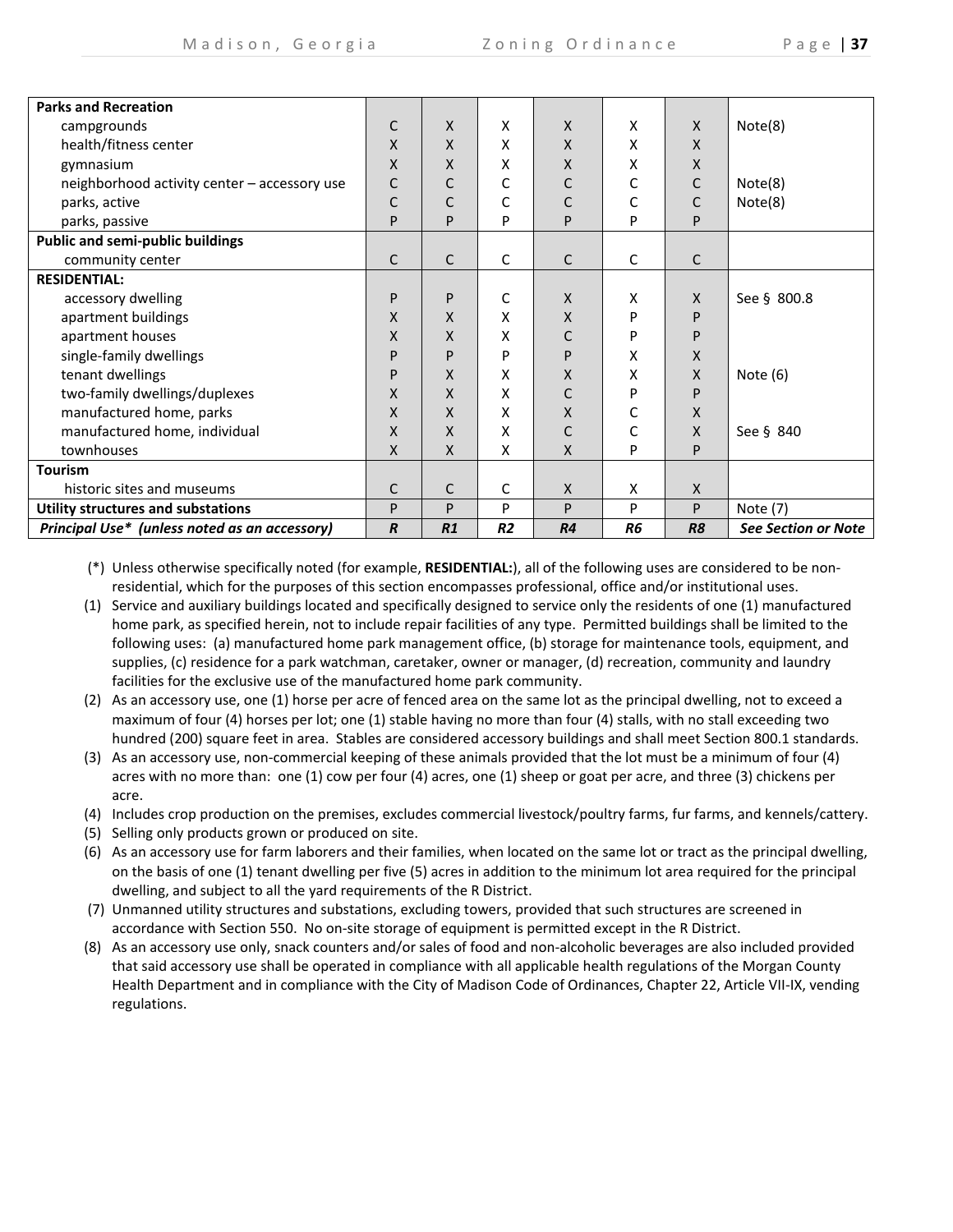| Parks and Recreation | | | | | | | |
|---|---|---|---|---|---|---|---|
| campgrounds | C | X | X | X | X | X | Note(8) |
| health/fitness center | X | X | X | X | X | X | |
| gymnasium | X | X | X | X | X | X | |
| neighborhood activity center – accessory use | C | C | C | C | C | C | Note(8) |
| parks, active | C | C | C | C | C | C | Note(8) |
| parks, passive | P | P | P | P | P | P | |
| **Public and semi-public buildings** | | | | | | | |
| community center | C | C | C | C | C | C | |
| **RESIDENTIAL:** | | | | | | | |
| accessory dwelling | P | P | C | X | X | X | See § 800.8 |
| apartment buildings | X | X | X | X | P | P | |
| apartment houses | X | X | X | C | P | P | |
| single-family dwellings | P | P | P | P | X | X | |
| tenant dwellings | P | X | X | X | X | X | Note (6) |
| two-family dwellings/duplexes | X | X | X | C | P | P | |
| manufactured home, parks | X | X | X | X | C | X | |
| manufactured home, individual | X | X | X | C | C | X | See § 840 |
| townhouses | X | X | X | X | P | P | |
| **Tourism** | | | | | | | |
| historic sites and museums | C | C | C | X | X | X | |
| **Utility structures and substations** | P | P | P | P | P | P | Note (7) |
| ***Principal Use\* (unless noted as an accessory)*** | ***R*** | ***R1*** | ***R2*** | ***R4*** | ***R6*** | ***R8*** | ***See Section or Note*** |

(*) Unless otherwise specifically noted (for example, **RESIDENTIAL:**), all of the following uses are considered to be non-residential, which for the purposes of this section encompasses professional, office and/or institutional uses.

(1) Service and auxiliary buildings located and specifically designed to service only the residents of one (1) manufactured home park, as specified herein, not to include repair facilities of any type. Permitted buildings shall be limited to the following uses: (a) manufactured home park management office, (b) storage for maintenance tools, equipment, and supplies, (c) residence for a park watchman, caretaker, owner or manager, (d) recreation, community and laundry facilities for the exclusive use of the manufactured home park community.

(2) As an accessory use, one (1) horse per acre of fenced area on the same lot as the principal dwelling, not to exceed a maximum of four (4) horses per lot; one (1) stable having no more than four (4) stalls, with no stall exceeding two hundred (200) square feet in area. Stables are considered accessory buildings and shall meet Section 800.1 standards.

(3) As an accessory use, non-commercial keeping of these animals provided that the lot must be a minimum of four (4) acres with no more than: one (1) cow per four (4) acres, one (1) sheep or goat per acre, and three (3) chickens per acre.

(4) Includes crop production on the premises, excludes commercial livestock/poultry farms, fur farms, and kennels/cattery.

(5) Selling only products grown or produced on site.

(6) As an accessory use for farm laborers and their families, when located on the same lot or tract as the principal dwelling, on the basis of one (1) tenant dwelling per five (5) acres in addition to the minimum lot area required for the principal dwelling, and subject to all the yard requirements of the R District.

(7) Unmanned utility structures and substations, excluding towers, provided that such structures are screened in accordance with Section 550. No on-site storage of equipment is permitted except in the R District.

(8) As an accessory use only, snack counters and/or sales of food and non-alcoholic beverages are also included provided that said accessory use shall be operated in compliance with all applicable health regulations of the Morgan County Health Department and in compliance with the City of Madison Code of Ordinances, Chapter 22, Article VII-IX, vending regulations.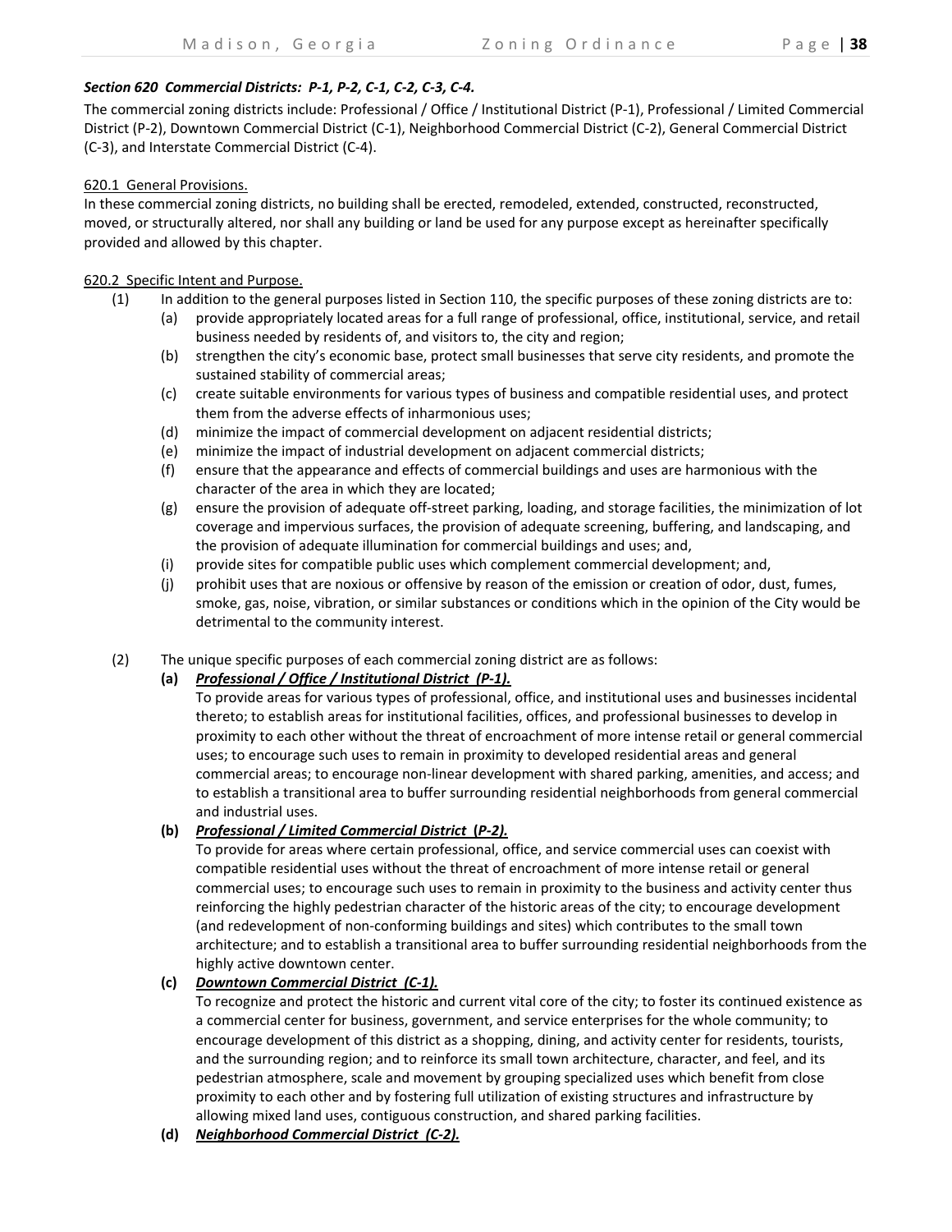### *Section 620 Commercial Districts: P-1, P-2, C-1, C-2, C-3, C-4.*

The commercial zoning districts include: Professional / Office / Institutional District (P-1), Professional / Limited Commercial District (P-2), Downtown Commercial District (C-1), Neighborhood Commercial District (C-2), General Commercial District (C-3), and Interstate Commercial District (C-4).

620.1 General Provisions.

In these commercial zoning districts, no building shall be erected, remodeled, extended, constructed, reconstructed, moved, or structurally altered, nor shall any building or land be used for any purpose except as hereinafter specifically provided and allowed by this chapter.

620.2 Specific Intent and Purpose.

(1) In addition to the general purposes listed in Section 110, the specific purposes of these zoning districts are to:

- (a) provide appropriately located areas for a full range of professional, office, institutional, service, and retail business needed by residents of, and visitors to, the city and region;
- (b) strengthen the city's economic base, protect small businesses that serve city residents, and promote the sustained stability of commercial areas;
- (c) create suitable environments for various types of business and compatible residential uses, and protect them from the adverse effects of inharmonious uses;
- (d) minimize the impact of commercial development on adjacent residential districts;
- (e) minimize the impact of industrial development on adjacent commercial districts;
- (f) ensure that the appearance and effects of commercial buildings and uses are harmonious with the character of the area in which they are located;
- (g) ensure the provision of adequate off-street parking, loading, and storage facilities, the minimization of lot coverage and impervious surfaces, the provision of adequate screening, buffering, and landscaping, and the provision of adequate illumination for commercial buildings and uses; and,
- (i) provide sites for compatible public uses which complement commercial development; and,
- (j) prohibit uses that are noxious or offensive by reason of the emission or creation of odor, dust, fumes, smoke, gas, noise, vibration, or similar substances or conditions which in the opinion of the City would be detrimental to the community interest.

(2) The unique specific purposes of each commercial zoning district are as follows:

**(a)** ***Professional / Office / Institutional District (P-1).***

To provide areas for various types of professional, office, and institutional uses and businesses incidental thereto; to establish areas for institutional facilities, offices, and professional businesses to develop in proximity to each other without the threat of encroachment of more intense retail or general commercial uses; to encourage such uses to remain in proximity to developed residential areas and general commercial areas; to encourage non-linear development with shared parking, amenities, and access; and to establish a transitional area to buffer surrounding residential neighborhoods from general commercial and industrial uses.

**(b)** ***Professional / Limited Commercial District (P-2).***

To provide for areas where certain professional, office, and service commercial uses can coexist with compatible residential uses without the threat of encroachment of more intense retail or general commercial uses; to encourage such uses to remain in proximity to the business and activity center thus reinforcing the highly pedestrian character of the historic areas of the city; to encourage development (and redevelopment of non-conforming buildings and sites) which contributes to the small town architecture; and to establish a transitional area to buffer surrounding residential neighborhoods from the highly active downtown center.

**(c)** ***Downtown Commercial District (C-1).***

To recognize and protect the historic and current vital core of the city; to foster its continued existence as a commercial center for business, government, and service enterprises for the whole community; to encourage development of this district as a shopping, dining, and activity center for residents, tourists, and the surrounding region; and to reinforce its small town architecture, character, and feel, and its pedestrian atmosphere, scale and movement by grouping specialized uses which benefit from close proximity to each other and by fostering full utilization of existing structures and infrastructure by allowing mixed land uses, contiguous construction, and shared parking facilities.

**(d)** ***Neighborhood Commercial District (C-2).***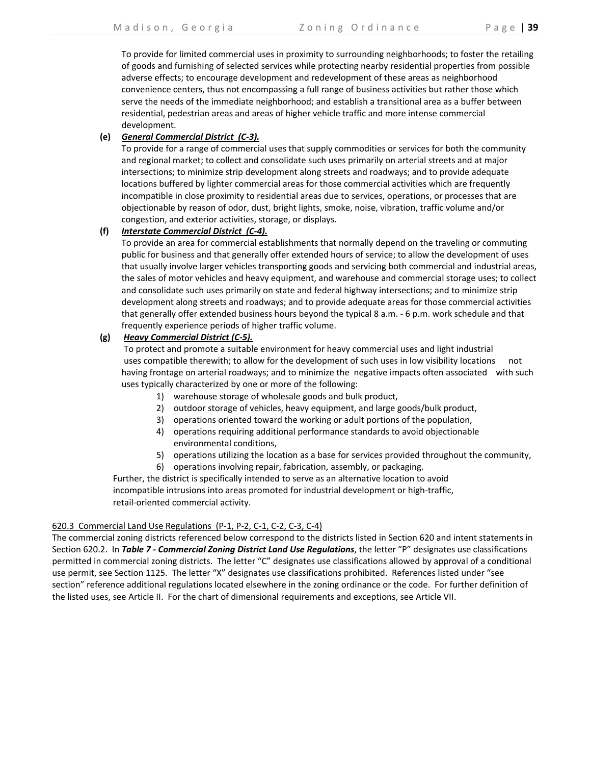To provide for limited commercial uses in proximity to surrounding neighborhoods; to foster the retailing of goods and furnishing of selected services while protecting nearby residential properties from possible adverse effects; to encourage development and redevelopment of these areas as neighborhood convenience centers, thus not encompassing a full range of business activities but rather those which serve the needs of the immediate neighborhood; and establish a transitional area as a buffer between residential, pedestrian areas and areas of higher vehicle traffic and more intense commercial development.

**(e)** ***General Commercial District (C-3).***
To provide for a range of commercial uses that supply commodities or services for both the community and regional market; to collect and consolidate such uses primarily on arterial streets and at major intersections; to minimize strip development along streets and roadways; and to provide adequate locations buffered by lighter commercial areas for those commercial activities which are frequently incompatible in close proximity to residential areas due to services, operations, or processes that are objectionable by reason of odor, dust, bright lights, smoke, noise, vibration, traffic volume and/or congestion, and exterior activities, storage, or displays.

**(f)** ***Interstate Commercial District (C-4).***
To provide an area for commercial establishments that normally depend on the traveling or commuting public for business and that generally offer extended hours of service; to allow the development of uses that usually involve larger vehicles transporting goods and servicing both commercial and industrial areas, the sales of motor vehicles and heavy equipment, and warehouse and commercial storage uses; to collect and consolidate such uses primarily on state and federal highway intersections; and to minimize strip development along streets and roadways; and to provide adequate areas for those commercial activities that generally offer extended business hours beyond the typical 8 a.m. - 6 p.m. work schedule and that frequently experience periods of higher traffic volume.

**(g)** ***Heavy Commercial District (C-5).***
To protect and promote a suitable environment for heavy commercial uses and light industrial uses compatible therewith; to allow for the development of such uses in low visibility locations not having frontage on arterial roadways; and to minimize the negative impacts often associated with such uses typically characterized by one or more of the following:

1) warehouse storage of wholesale goods and bulk product,
2) outdoor storage of vehicles, heavy equipment, and large goods/bulk product,
3) operations oriented toward the working or adult portions of the population,
4) operations requiring additional performance standards to avoid objectionable environmental conditions,
5) operations utilizing the location as a base for services provided throughout the community,
6) operations involving repair, fabrication, assembly, or packaging.

Further, the district is specifically intended to serve as an alternative location to avoid incompatible intrusions into areas promoted for industrial development or high-traffic, retail-oriented commercial activity.

620.3 Commercial Land Use Regulations (P-1, P-2, C-1, C-2, C-3, C-4)

The commercial zoning districts referenced below correspond to the districts listed in Section 620 and intent statements in Section 620.2. In ***Table 7 - Commercial Zoning District Land Use Regulations***, the letter "P" designates use classifications permitted in commercial zoning districts. The letter "C" designates use classifications allowed by approval of a conditional use permit, see Section 1125. The letter "X" designates use classifications prohibited. References listed under "see section" reference additional regulations located elsewhere in the zoning ordinance or the code. For further definition of the listed uses, see Article II. For the chart of dimensional requirements and exceptions, see Article VII.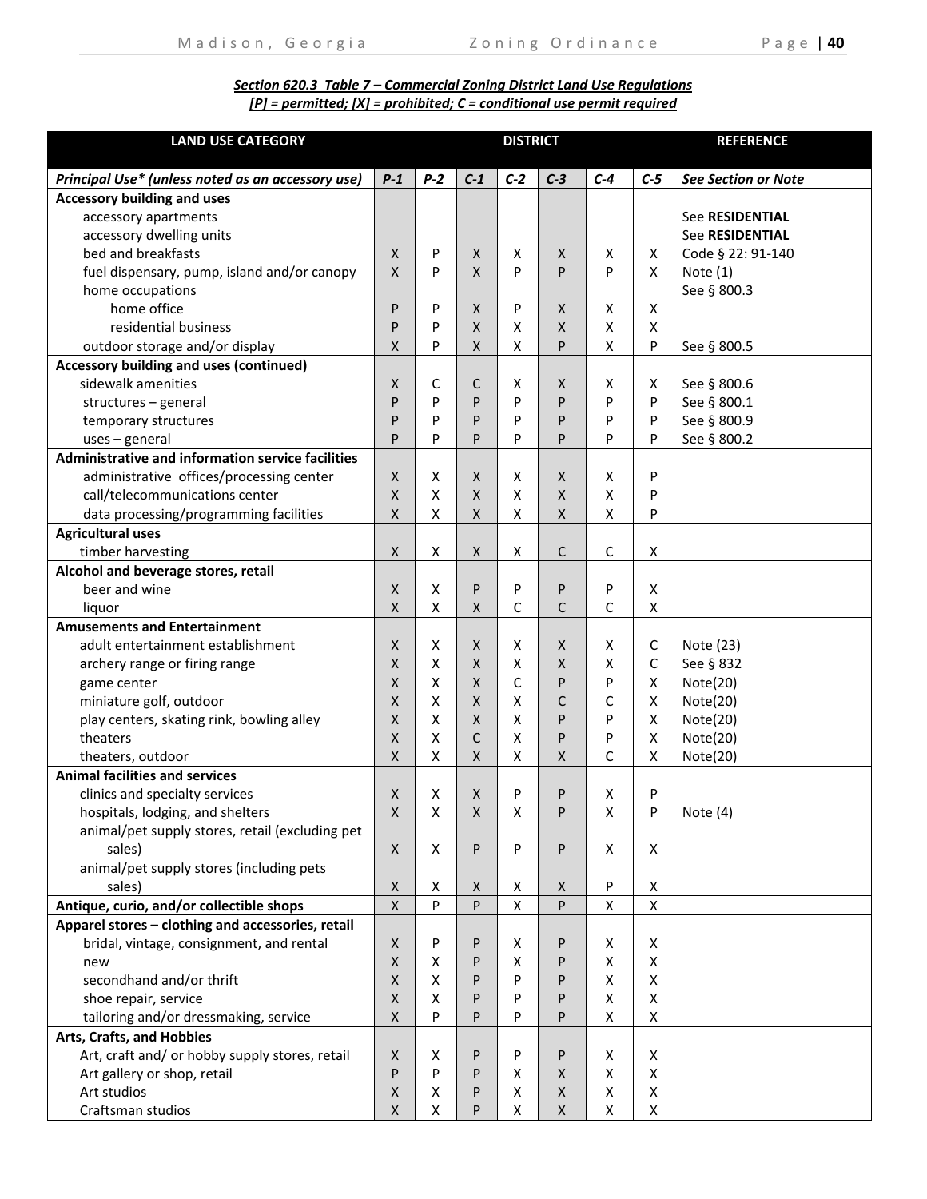**_Section 620.3 Table 7 – Commercial Zoning District Land Use Regulations_**
**_[P] = permitted; [X] = prohibited; C = conditional use permit required_**

| LAND USE CATEGORY | DISTRICT | | | | | | | REFERENCE |
|---|---|---|---|---|---|---|---|---|
| ***Principal Use\* (unless noted as an accessory use)*** | ***P-1*** | ***P-2*** | ***C-1*** | ***C-2*** | ***C-3*** | ***C-4*** | ***C-5*** | ***See Section or Note*** |
| **Accessory building and uses** | | | | | | | | |
| accessory apartments | | | | | | | | See **RESIDENTIAL** |
| accessory dwelling units | | | | | | | | See **RESIDENTIAL** |
| bed and breakfasts | X | P | X | X | X | X | X | Code § 22: 91-140 |
| fuel dispensary, pump, island and/or canopy | X | P | X | P | P | P | X | Note (1) |
| home occupations | | | | | | | | See § 800.3 |
| home office | P | P | X | P | X | X | X | |
| residential business | P | P | X | X | X | X | X | |
| outdoor storage and/or display | X | P | X | X | P | X | P | See § 800.5 |
| **Accessory building and uses (continued)** | | | | | | | | |
| sidewalk amenities | X | C | C | X | X | X | X | See § 800.6 |
| structures – general | P | P | P | P | P | P | P | See § 800.1 |
| temporary structures | P | P | P | P | P | P | P | See § 800.9 |
| uses – general | P | P | P | P | P | P | P | See § 800.2 |
| **Administrative and information service facilities** | | | | | | | | |
| administrative offices/processing center | X | X | X | X | X | X | P | |
| call/telecommunications center | X | X | X | X | X | X | P | |
| data processing/programming facilities | X | X | X | X | X | X | P | |
| **Agricultural uses** | | | | | | | | |
| timber harvesting | X | X | X | X | C | C | X | |
| **Alcohol and beverage stores, retail** | | | | | | | | |
| beer and wine | X | X | P | P | P | P | X | |
| liquor | X | X | X | C | C | C | X | |
| **Amusements and Entertainment** | | | | | | | | |
| adult entertainment establishment | X | X | X | X | X | X | C | Note (23) |
| archery range or firing range | X | X | X | X | X | X | C | See § 832 |
| game center | X | X | X | C | P | P | X | Note(20) |
| miniature golf, outdoor | X | X | X | X | C | C | X | Note(20) |
| play centers, skating rink, bowling alley | X | X | X | X | P | P | X | Note(20) |
| theaters | X | X | C | X | P | P | X | Note(20) |
| theaters, outdoor | X | X | X | X | X | C | X | Note(20) |
| **Animal facilities and services** | | | | | | | | |
| clinics and specialty services | X | X | X | P | P | X | P | |
| hospitals, lodging, and shelters | X | X | X | X | P | X | P | Note (4) |
| animal/pet supply stores, retail (excluding pet sales) | X | X | P | P | P | X | X | |
| animal/pet supply stores (including pets sales) | X | X | X | X | X | P | X | |
| **Antique, curio, and/or collectible shops** | X | P | P | X | P | X | X | |
| **Apparel stores – clothing and accessories, retail** | | | | | | | | |
| bridal, vintage, consignment, and rental | X | P | P | X | P | X | X | |
| new | X | X | P | X | P | X | X | |
| secondhand and/or thrift | X | X | P | P | P | X | X | |
| shoe repair, service | X | X | P | P | P | X | X | |
| tailoring and/or dressmaking, service | X | P | P | P | P | X | X | |
| **Arts, Crafts, and Hobbies** | | | | | | | | |
| Art, craft and/ or hobby supply stores, retail | X | X | P | P | P | X | X | |
| Art gallery or shop, retail | P | P | P | X | X | X | X | |
| Art studios | X | X | P | X | X | X | X | |
| Craftsman studios | X | X | P | X | X | X | X | |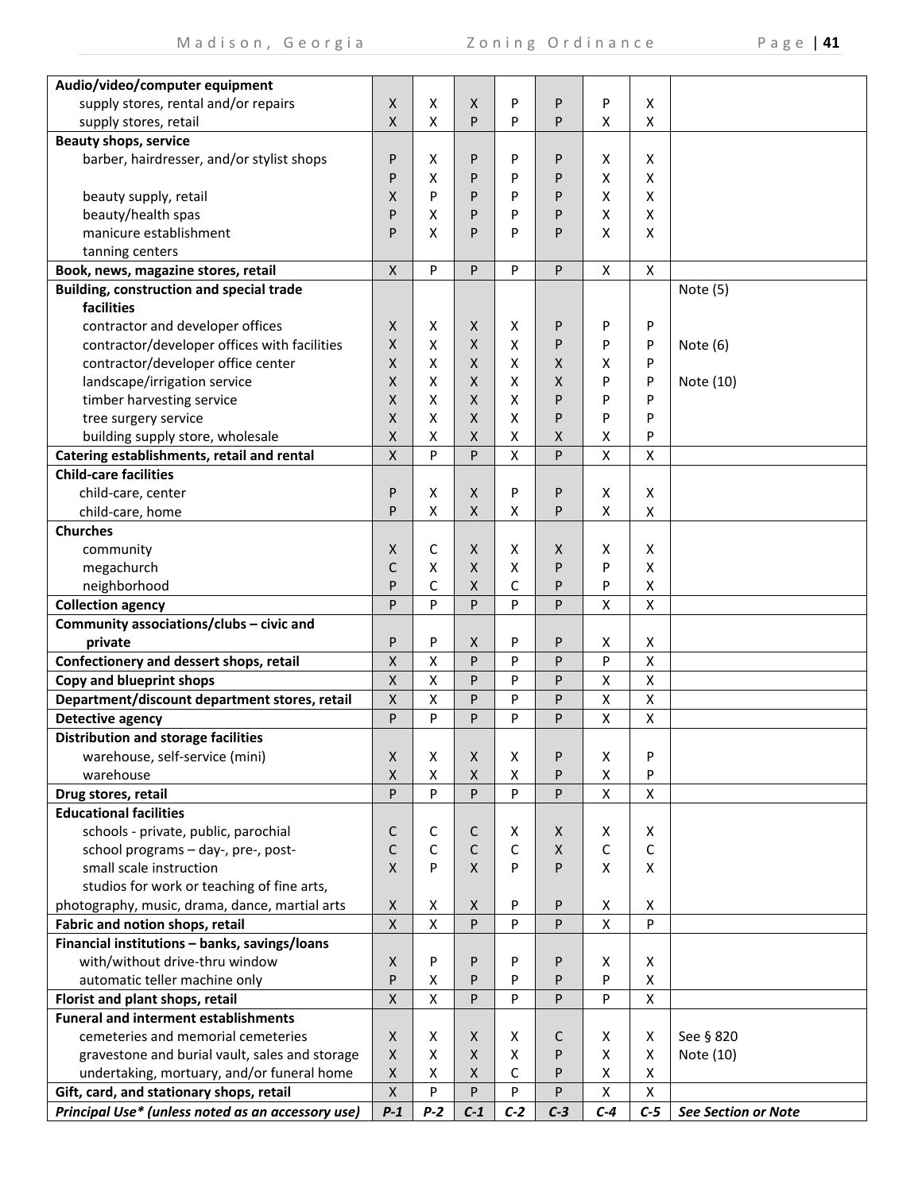| Principal Use* (unless noted as an accessory use) | P-1 | P-2 | C-1 | C-2 | C-3 | C-4 | C-5 | See Section or Note |
|---|---|---|---|---|---|---|---|---|
| **Audio/video/computer equipment** | | | | | | | | |
| supply stores, rental and/or repairs | X | X | X | P | P | P | X | |
| supply stores, retail | X | X | P | P | P | X | X | |
| **Beauty shops, service** | | | | | | | | |
| barber, hairdresser, and/or stylist shops | P | X | P | P | P | X | X | |
| | P | X | P | P | P | X | X | |
| beauty supply, retail | X | P | P | P | P | X | X | |
| beauty/health spas | P | X | P | P | P | X | X | |
| manicure establishment | P | X | P | P | P | X | X | |
| tanning centers | | | | | | | | |
| **Book, news, magazine stores, retail** | X | P | P | P | P | X | X | |
| **Building, construction and special trade facilities** | | | | | | | | Note (5) |
| contractor and developer offices | X | X | X | X | P | P | P | |
| contractor/developer offices with facilities | X | X | X | X | P | P | P | Note (6) |
| contractor/developer office center | X | X | X | X | X | X | P | |
| landscape/irrigation service | X | X | X | X | X | P | P | Note (10) |
| timber harvesting service | X | X | X | X | P | P | P | |
| tree surgery service | X | X | X | X | P | P | P | |
| building supply store, wholesale | X | X | X | X | X | X | P | |
| **Catering establishments, retail and rental** | X | P | P | X | P | X | X | |
| **Child-care facilities** | | | | | | | | |
| child-care, center | P | X | X | P | P | X | X | |
| child-care, home | P | X | X | X | P | X | X | |
| **Churches** | | | | | | | | |
| community | X | C | X | X | X | X | X | |
| megachurch | C | X | X | X | P | P | X | |
| neighborhood | P | C | X | C | P | P | X | |
| **Collection agency** | P | P | P | P | P | X | X | |
| **Community associations/clubs – civic and private** | P | P | X | P | P | X | X | |
| **Confectionery and dessert shops, retail** | X | X | P | P | P | P | X | |
| **Copy and blueprint shops** | X | X | P | P | P | X | X | |
| **Department/discount department stores, retail** | X | X | P | P | P | X | X | |
| **Detective agency** | P | P | P | P | P | X | X | |
| **Distribution and storage facilities** | | | | | | | | |
| warehouse, self-service (mini) | X | X | X | X | P | X | P | |
| warehouse | X | X | X | X | P | X | P | |
| **Drug stores, retail** | P | P | P | P | P | X | X | |
| **Educational facilities** | | | | | | | | |
| schools - private, public, parochial | C | C | C | X | X | X | X | |
| school programs – day-, pre-, post- | C | C | C | C | X | C | C | |
| small scale instruction | X | P | X | P | P | X | X | |
| studios for work or teaching of fine arts, photography, music, drama, dance, martial arts | X | X | X | P | P | X | X | |
| **Fabric and notion shops, retail** | X | X | P | P | P | X | P | |
| **Financial institutions – banks, savings/loans** | | | | | | | | |
| with/without drive-thru window | X | P | P | P | P | X | X | |
| automatic teller machine only | P | X | P | P | P | P | X | |
| **Florist and plant shops, retail** | X | X | P | P | P | P | X | |
| **Funeral and interment establishments** | | | | | | | | |
| cemeteries and memorial cemeteries | X | X | X | X | C | X | X | See § 820 |
| gravestone and burial vault, sales and storage | X | X | X | X | P | X | X | Note (10) |
| undertaking, mortuary, and/or funeral home | X | X | X | C | P | X | X | |
| **Gift, card, and stationary shops, retail** | X | P | P | P | P | X | X | |
| ***Principal Use\* (unless noted as an accessory use)*** | ***P-1*** | ***P-2*** | ***C-1*** | ***C-2*** | ***C-3*** | ***C-4*** | ***C-5*** | ***See Section or Note*** |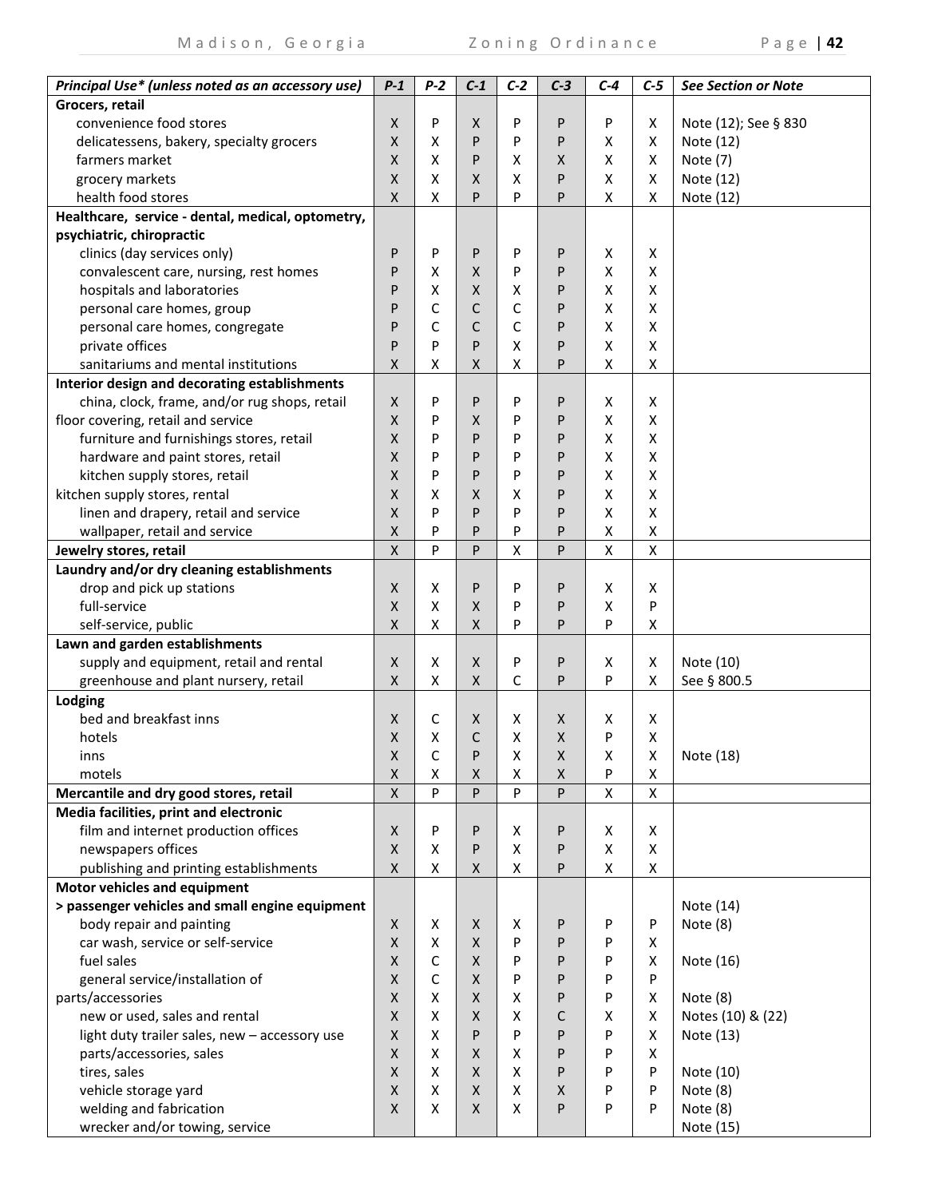| *Principal Use\* (unless noted as an accessory use)* | *P-1* | *P-2* | *C-1* | *C-2* | *C-3* | *C-4* | *C-5* | *See Section or Note* |
|---|---|---|---|---|---|---|---|---|
| **Grocers, retail** | | | | | | | | |
| convenience food stores | X | P | X | P | P | P | X | Note (12); See § 830 |
| delicatessens, bakery, specialty grocers | X | X | P | P | P | X | X | Note (12) |
| farmers market | X | X | P | X | X | X | X | Note (7) |
| grocery markets | X | X | X | X | P | X | X | Note (12) |
| health food stores | X | X | P | P | P | X | X | Note (12) |
| **Healthcare, service - dental, medical, optometry, psychiatric, chiropractic** | | | | | | | | |
| clinics (day services only) | P | P | P | P | P | X | X | |
| convalescent care, nursing, rest homes | P | X | X | P | P | X | X | |
| hospitals and laboratories | P | X | X | X | P | X | X | |
| personal care homes, group | P | C | C | C | P | X | X | |
| personal care homes, congregate | P | C | C | C | P | X | X | |
| private offices | P | P | P | X | P | X | X | |
| sanitariums and mental institutions | X | X | X | X | P | X | X | |
| **Interior design and decorating establishments** | | | | | | | | |
| china, clock, frame, and/or rug shops, retail | X | P | P | P | P | X | X | |
| floor covering, retail and service | X | P | X | P | P | X | X | |
| furniture and furnishings stores, retail | X | P | P | P | P | X | X | |
| hardware and paint stores, retail | X | P | P | P | P | X | X | |
| kitchen supply stores, retail | X | P | P | P | P | X | X | |
| kitchen supply stores, rental | X | X | X | X | P | X | X | |
| linen and drapery, retail and service | X | P | P | P | P | X | X | |
| wallpaper, retail and service | X | P | P | P | P | X | X | |
| **Jewelry stores, retail** | X | P | P | X | P | X | X | |
| **Laundry and/or dry cleaning establishments** | | | | | | | | |
| drop and pick up stations | X | X | P | P | P | X | X | |
| full-service | X | X | X | P | P | X | P | |
| self-service, public | X | X | X | P | P | P | X | |
| **Lawn and garden establishments** | | | | | | | | |
| supply and equipment, retail and rental | X | X | X | P | P | X | X | Note (10) |
| greenhouse and plant nursery, retail | X | X | X | C | P | P | X | See § 800.5 |
| **Lodging** | | | | | | | | |
| bed and breakfast inns | X | C | X | X | X | X | X | |
| hotels | X | X | C | X | X | P | X | |
| inns | X | C | P | X | X | X | X | Note (18) |
| motels | X | X | X | X | X | P | X | |
| **Mercantile and dry good stores, retail** | X | P | P | P | P | X | X | |
| **Media facilities, print and electronic** | | | | | | | | |
| film and internet production offices | X | P | P | X | P | X | X | |
| newspapers offices | X | X | P | X | P | X | X | |
| publishing and printing establishments | X | X | X | X | P | X | X | |
| **Motor vehicles and equipment** | | | | | | | | |
| **> passenger vehicles and small engine equipment** | | | | | | | | Note (14) |
| body repair and painting | X | X | X | X | P | P | P | Note (8) |
| car wash, service or self-service | X | X | X | P | P | P | X | |
| fuel sales | X | C | X | P | P | P | X | Note (16) |
| general service/installation of | X | C | X | P | P | P | P | |
| parts/accessories | X | X | X | X | P | P | X | Note (8) |
| new or used, sales and rental | X | X | X | X | C | X | X | Notes (10) & (22) |
| light duty trailer sales, new – accessory use | X | X | P | P | P | P | X | Note (13) |
| parts/accessories, sales | X | X | X | X | P | P | X | |
| tires, sales | X | X | X | X | P | P | P | Note (10) |
| vehicle storage yard | X | X | X | X | X | P | P | Note (8) |
| welding and fabrication | X | X | X | X | P | P | P | Note (8) |
| wrecker and/or towing, service | | | | | | | | Note (15) |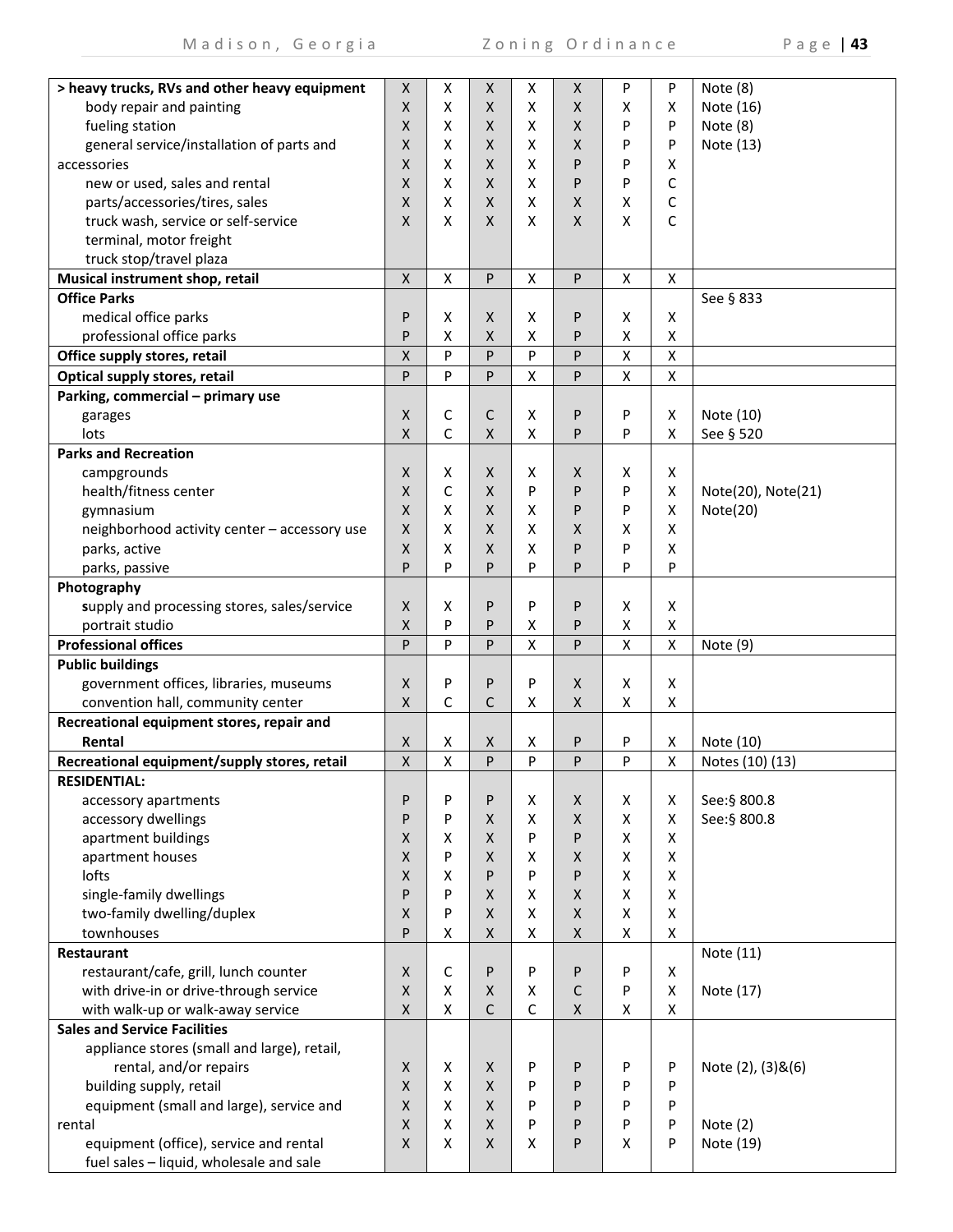| | | | | | | | | |
|---|---|---|---|---|---|---|---|---|
| **> heavy trucks, RVs and other heavy equipment** | X | X | X | X | X | P | P | Note (8) |
| body repair and painting | X | X | X | X | X | X | X | Note (16) |
| fueling station | X | X | X | X | X | P | P | Note (8) |
| general service/installation of parts and | X | X | X | X | X | P | P | Note (13) |
| accessories | X | X | X | X | P | P | X | |
| new or used, sales and rental | X | X | X | X | P | P | C | |
| parts/accessories/tires, sales | X | X | X | X | X | X | C | |
| truck wash, service or self-service | X | X | X | X | X | X | C | |
| terminal, motor freight | | | | | | | | |
| truck stop/travel plaza | | | | | | | | |
| **Musical instrument shop, retail** | X | X | P | X | P | X | X | |
| **Office Parks** | | | | | | | | See § 833 |
| medical office parks | P | X | X | X | P | X | X | |
| professional office parks | P | X | X | X | P | X | X | |
| **Office supply stores, retail** | X | P | P | P | P | X | X | |
| **Optical supply stores, retail** | P | P | P | X | P | X | X | |
| **Parking, commercial – primary use** | | | | | | | | |
| garages | X | C | C | X | P | P | X | Note (10) |
| lots | X | C | X | X | P | P | X | See § 520 |
| **Parks and Recreation** | | | | | | | | |
| campgrounds | X | X | X | X | X | X | X | |
| health/fitness center | X | C | X | P | P | P | X | Note(20), Note(21) |
| gymnasium | X | X | X | X | P | P | X | Note(20) |
| neighborhood activity center – accessory use | X | X | X | X | X | X | X | |
| parks, active | X | X | X | X | P | P | X | |
| parks, passive | P | P | P | P | P | P | P | |
| **Photography** | | | | | | | | |
| supply and processing stores, sales/service | X | X | P | P | P | X | X | |
| portrait studio | X | P | P | X | P | X | X | |
| **Professional offices** | P | P | P | X | P | X | X | Note (9) |
| **Public buildings** | | | | | | | | |
| government offices, libraries, museums | X | P | P | P | X | X | X | |
| convention hall, community center | X | C | C | X | X | X | X | |
| **Recreational equipment stores, repair and Rental** | X | X | X | X | P | P | X | Note (10) |
| **Recreational equipment/supply stores, retail** | X | X | P | P | P | P | X | Notes (10) (13) |
| **RESIDENTIAL:** | | | | | | | | |
| accessory apartments | P | P | P | X | X | X | X | See:§ 800.8 |
| accessory dwellings | P | P | X | X | X | X | X | See:§ 800.8 |
| apartment buildings | X | X | X | P | P | X | X | |
| apartment houses | X | P | X | X | X | X | X | |
| lofts | X | X | P | P | P | X | X | |
| single-family dwellings | P | P | X | X | X | X | X | |
| two-family dwelling/duplex | X | P | X | X | X | X | X | |
| townhouses | P | X | X | X | X | X | X | |
| **Restaurant** | | | | | | | | Note (11) |
| restaurant/cafe, grill, lunch counter | X | C | P | P | P | P | X | |
| with drive-in or drive-through service | X | X | X | X | C | P | X | Note (17) |
| with walk-up or walk-away service | X | X | C | C | X | X | X | |
| **Sales and Service Facilities** | | | | | | | | |
| appliance stores (small and large), retail, rental, and/or repairs | X | X | X | P | P | P | P | Note (2), (3)&(6) |
| building supply, retail | X | X | X | P | P | P | P | |
| equipment (small and large), service and rental | X | X | X | P | P | P | P | Note (2) |
| equipment (office), service and rental | X | X | X | X | P | X | P | Note (19) |
| fuel sales – liquid, wholesale and sale | | | | | | | | |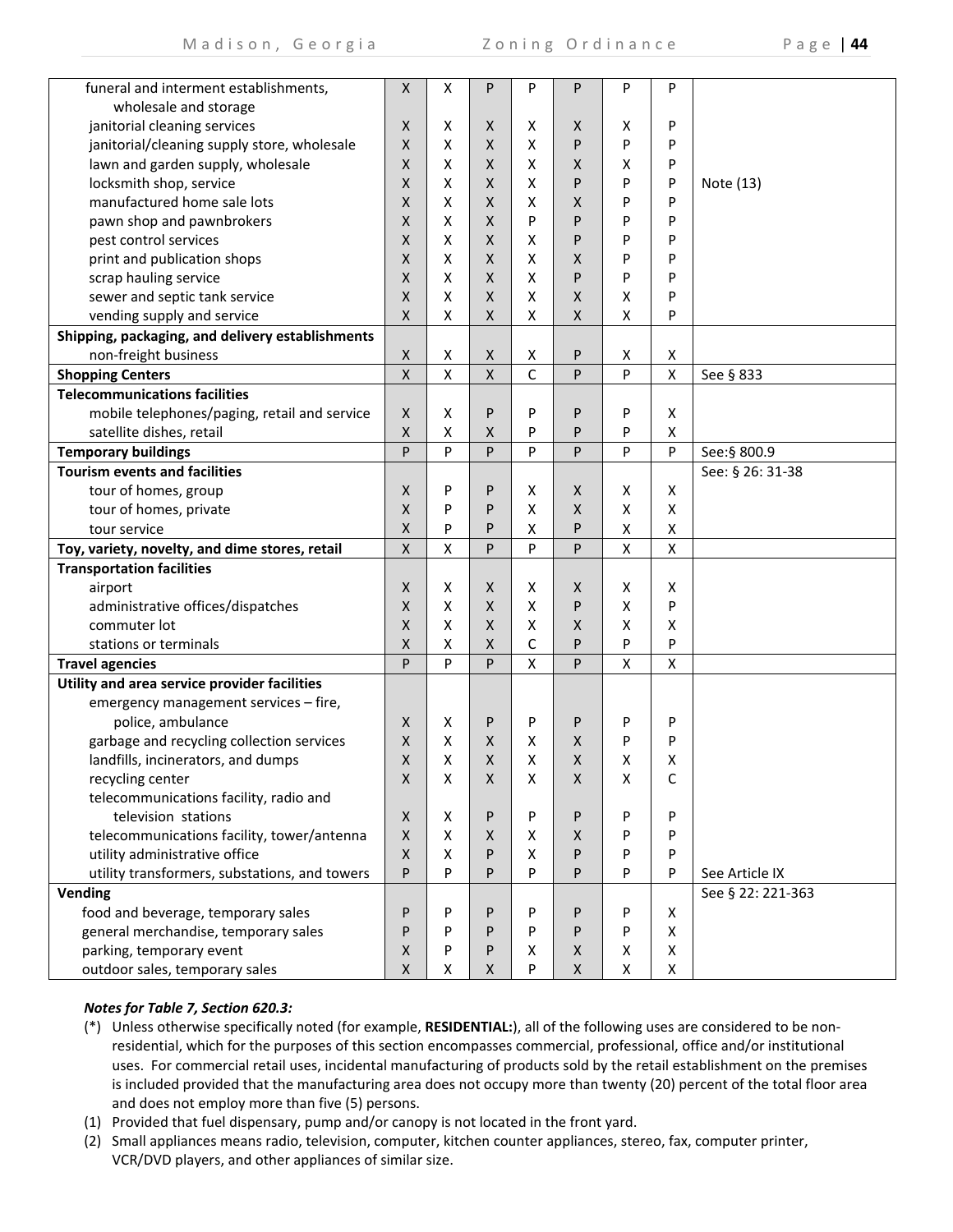| | | | | | | | | |
|---|---|---|---|---|---|---|---|---|
| funeral and interment establishments, wholesale and storage | X | X | P | P | P | P | P | |
| janitorial cleaning services | X | X | X | X | X | X | P | |
| janitorial/cleaning supply store, wholesale | X | X | X | X | P | P | P | |
| lawn and garden supply, wholesale | X | X | X | X | X | X | P | |
| locksmith shop, service | X | X | X | X | P | P | P | Note (13) |
| manufactured home sale lots | X | X | X | X | X | P | P | |
| pawn shop and pawnbrokers | X | X | X | P | P | P | P | |
| pest control services | X | X | X | X | P | P | P | |
| print and publication shops | X | X | X | X | X | P | P | |
| scrap hauling service | X | X | X | X | P | P | P | |
| sewer and septic tank service | X | X | X | X | X | X | P | |
| vending supply and service | X | X | X | X | X | X | P | |
| **Shipping, packaging, and delivery establishments** | | | | | | | | |
| non-freight business | X | X | X | X | P | X | X | |
| **Shopping Centers** | X | X | X | C | P | P | X | See § 833 |
| **Telecommunications facilities** | | | | | | | | |
| mobile telephones/paging, retail and service | X | X | P | P | P | P | X | |
| satellite dishes, retail | X | X | X | P | P | P | X | |
| **Temporary buildings** | P | P | P | P | P | P | P | See:§ 800.9 |
| **Tourism events and facilities** | | | | | | | | See: § 26: 31-38 |
| tour of homes, group | X | P | P | X | X | X | X | |
| tour of homes, private | X | P | P | X | X | X | X | |
| tour service | X | P | P | X | P | X | X | |
| **Toy, variety, novelty, and dime stores, retail** | X | X | P | P | P | X | X | |
| **Transportation facilities** | | | | | | | | |
| airport | X | X | X | X | X | X | X | |
| administrative offices/dispatches | X | X | X | X | P | X | P | |
| commuter lot | X | X | X | X | X | X | X | |
| stations or terminals | X | X | X | C | P | P | P | |
| **Travel agencies** | P | P | P | X | P | X | X | |
| **Utility and area service provider facilities** | | | | | | | | |
| emergency management services – fire, police, ambulance | X | X | P | P | P | P | P | |
| garbage and recycling collection services | X | X | X | X | X | P | P | |
| landfills, incinerators, and dumps | X | X | X | X | X | X | X | |
| recycling center | X | X | X | X | X | X | C | |
| telecommunications facility, radio and television stations | X | X | P | P | P | P | P | |
| telecommunications facility, tower/antenna | X | X | X | X | X | P | P | |
| utility administrative office | X | X | P | X | P | P | P | |
| utility transformers, substations, and towers | P | P | P | P | P | P | P | See Article IX |
| **Vending** | | | | | | | | See § 22: 221-363 |
| food and beverage, temporary sales | P | P | P | P | P | P | X | |
| general merchandise, temporary sales | P | P | P | P | P | P | X | |
| parking, temporary event | X | P | P | X | X | X | X | |
| outdoor sales, temporary sales | X | X | X | P | X | X | X | |

***Notes for Table 7, Section 620.3:***

(*) Unless otherwise specifically noted (for example, **RESIDENTIAL:**), all of the following uses are considered to be non-residential, which for the purposes of this section encompasses commercial, professional, office and/or institutional uses. For commercial retail uses, incidental manufacturing of products sold by the retail establishment on the premises is included provided that the manufacturing area does not occupy more than twenty (20) percent of the total floor area and does not employ more than five (5) persons.

(1) Provided that fuel dispensary, pump and/or canopy is not located in the front yard.

(2) Small appliances means radio, television, computer, kitchen counter appliances, stereo, fax, computer printer, VCR/DVD players, and other appliances of similar size.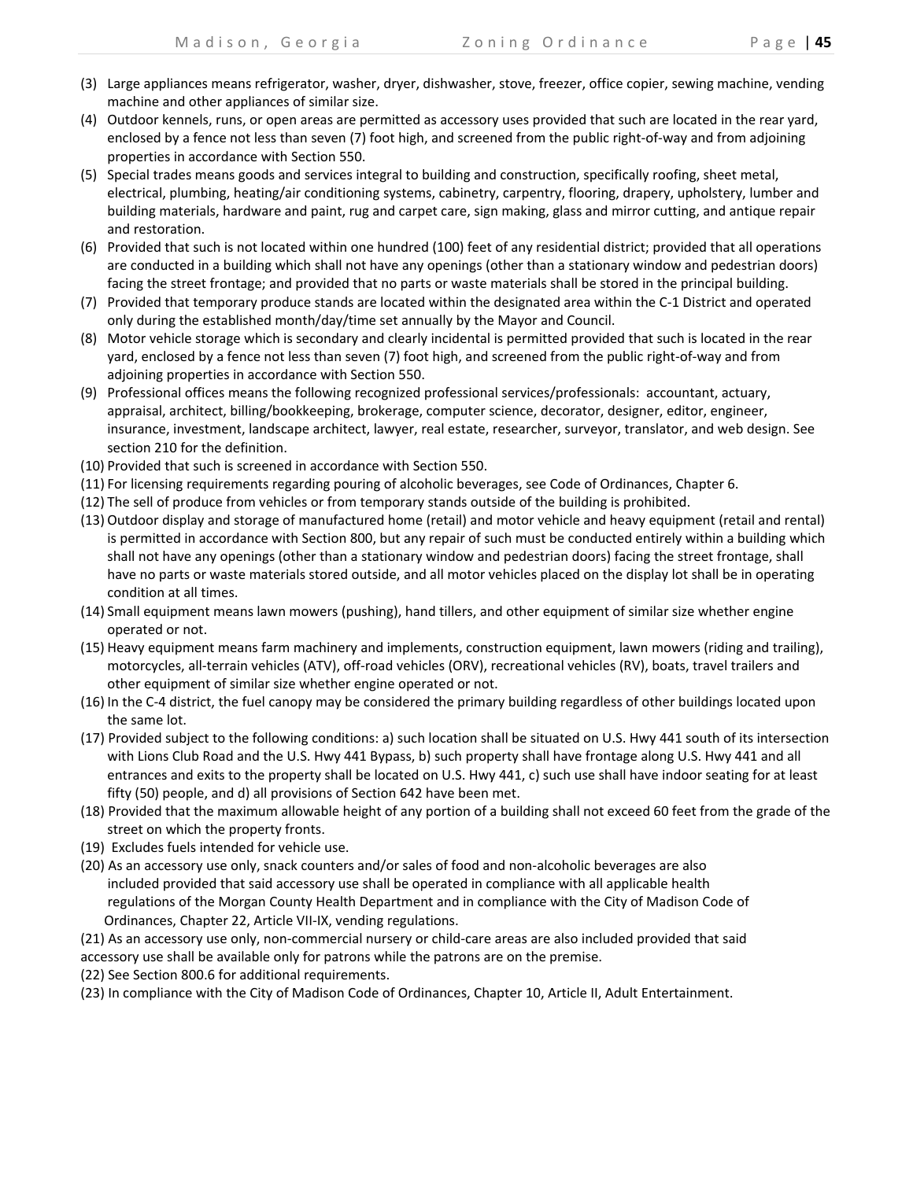(3) Large appliances means refrigerator, washer, dryer, dishwasher, stove, freezer, office copier, sewing machine, vending machine and other appliances of similar size.

(4) Outdoor kennels, runs, or open areas are permitted as accessory uses provided that such are located in the rear yard, enclosed by a fence not less than seven (7) foot high, and screened from the public right-of-way and from adjoining properties in accordance with Section 550.

(5) Special trades means goods and services integral to building and construction, specifically roofing, sheet metal, electrical, plumbing, heating/air conditioning systems, cabinetry, carpentry, flooring, drapery, upholstery, lumber and building materials, hardware and paint, rug and carpet care, sign making, glass and mirror cutting, and antique repair and restoration.

(6) Provided that such is not located within one hundred (100) feet of any residential district; provided that all operations are conducted in a building which shall not have any openings (other than a stationary window and pedestrian doors) facing the street frontage; and provided that no parts or waste materials shall be stored in the principal building.

(7) Provided that temporary produce stands are located within the designated area within the C-1 District and operated only during the established month/day/time set annually by the Mayor and Council.

(8) Motor vehicle storage which is secondary and clearly incidental is permitted provided that such is located in the rear yard, enclosed by a fence not less than seven (7) foot high, and screened from the public right-of-way and from adjoining properties in accordance with Section 550.

(9) Professional offices means the following recognized professional services/professionals: accountant, actuary, appraisal, architect, billing/bookkeeping, brokerage, computer science, decorator, designer, editor, engineer, insurance, investment, landscape architect, lawyer, real estate, researcher, surveyor, translator, and web design. See section 210 for the definition.

(10) Provided that such is screened in accordance with Section 550.

(11) For licensing requirements regarding pouring of alcoholic beverages, see Code of Ordinances, Chapter 6.

(12) The sell of produce from vehicles or from temporary stands outside of the building is prohibited.

(13) Outdoor display and storage of manufactured home (retail) and motor vehicle and heavy equipment (retail and rental) is permitted in accordance with Section 800, but any repair of such must be conducted entirely within a building which shall not have any openings (other than a stationary window and pedestrian doors) facing the street frontage, shall have no parts or waste materials stored outside, and all motor vehicles placed on the display lot shall be in operating condition at all times.

(14) Small equipment means lawn mowers (pushing), hand tillers, and other equipment of similar size whether engine operated or not.

(15) Heavy equipment means farm machinery and implements, construction equipment, lawn mowers (riding and trailing), motorcycles, all-terrain vehicles (ATV), off-road vehicles (ORV), recreational vehicles (RV), boats, travel trailers and other equipment of similar size whether engine operated or not.

(16) In the C-4 district, the fuel canopy may be considered the primary building regardless of other buildings located upon the same lot.

(17) Provided subject to the following conditions: a) such location shall be situated on U.S. Hwy 441 south of its intersection with Lions Club Road and the U.S. Hwy 441 Bypass, b) such property shall have frontage along U.S. Hwy 441 and all entrances and exits to the property shall be located on U.S. Hwy 441, c) such use shall have indoor seating for at least fifty (50) people, and d) all provisions of Section 642 have been met.

(18) Provided that the maximum allowable height of any portion of a building shall not exceed 60 feet from the grade of the street on which the property fronts.

(19) Excludes fuels intended for vehicle use.

(20) As an accessory use only, snack counters and/or sales of food and non-alcoholic beverages are also included provided that said accessory use shall be operated in compliance with all applicable health regulations of the Morgan County Health Department and in compliance with the City of Madison Code of Ordinances, Chapter 22, Article VII-IX, vending regulations.

(21) As an accessory use only, non-commercial nursery or child-care areas are also included provided that said accessory use shall be available only for patrons while the patrons are on the premise.

(22) See Section 800.6 for additional requirements.

(23) In compliance with the City of Madison Code of Ordinances, Chapter 10, Article II, Adult Entertainment.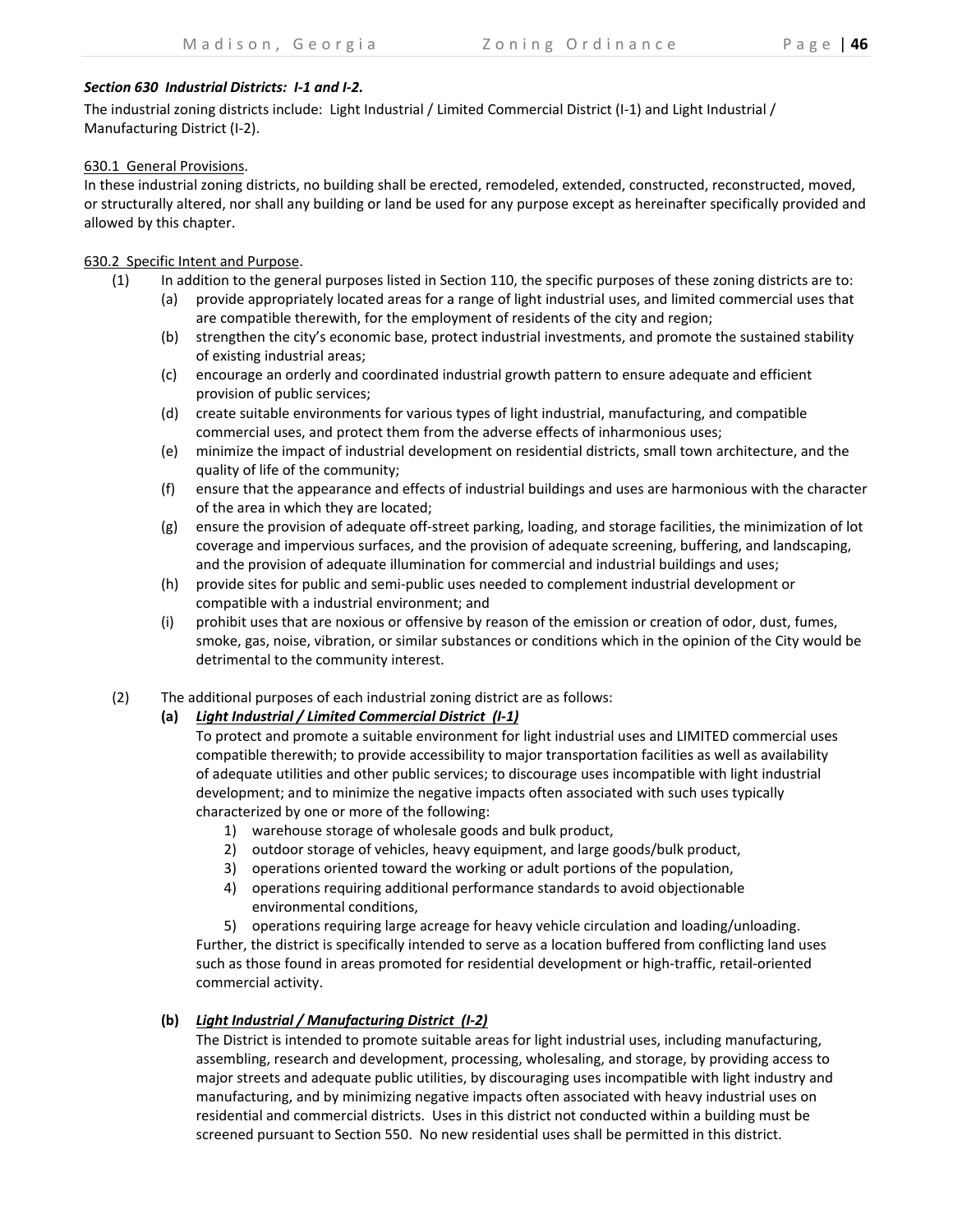***Section 630 Industrial Districts: I-1 and I-2.***

The industrial zoning districts include: Light Industrial / Limited Commercial District (I-1) and Light Industrial / Manufacturing District (I-2).

630.1 General Provisions.

In these industrial zoning districts, no building shall be erected, remodeled, extended, constructed, reconstructed, moved, or structurally altered, nor shall any building or land be used for any purpose except as hereinafter specifically provided and allowed by this chapter.

630.2 Specific Intent and Purpose.

(1) In addition to the general purposes listed in Section 110, the specific purposes of these zoning districts are to:

- (a) provide appropriately located areas for a range of light industrial uses, and limited commercial uses that are compatible therewith, for the employment of residents of the city and region;
- (b) strengthen the city's economic base, protect industrial investments, and promote the sustained stability of existing industrial areas;
- (c) encourage an orderly and coordinated industrial growth pattern to ensure adequate and efficient provision of public services;
- (d) create suitable environments for various types of light industrial, manufacturing, and compatible commercial uses, and protect them from the adverse effects of inharmonious uses;
- (e) minimize the impact of industrial development on residential districts, small town architecture, and the quality of life of the community;
- (f) ensure that the appearance and effects of industrial buildings and uses are harmonious with the character of the area in which they are located;
- (g) ensure the provision of adequate off-street parking, loading, and storage facilities, the minimization of lot coverage and impervious surfaces, and the provision of adequate screening, buffering, and landscaping, and the provision of adequate illumination for commercial and industrial buildings and uses;
- (h) provide sites for public and semi-public uses needed to complement industrial development or compatible with a industrial environment; and
- (i) prohibit uses that are noxious or offensive by reason of the emission or creation of odor, dust, fumes, smoke, gas, noise, vibration, or similar substances or conditions which in the opinion of the City would be detrimental to the community interest.

(2) The additional purposes of each industrial zoning district are as follows:

**(a)** ***Light Industrial / Limited Commercial District (I-1)***

To protect and promote a suitable environment for light industrial uses and LIMITED commercial uses compatible therewith; to provide accessibility to major transportation facilities as well as availability of adequate utilities and other public services; to discourage uses incompatible with light industrial development; and to minimize the negative impacts often associated with such uses typically characterized by one or more of the following:

1) warehouse storage of wholesale goods and bulk product,
2) outdoor storage of vehicles, heavy equipment, and large goods/bulk product,
3) operations oriented toward the working or adult portions of the population,
4) operations requiring additional performance standards to avoid objectionable environmental conditions,
5) operations requiring large acreage for heavy vehicle circulation and loading/unloading.

Further, the district is specifically intended to serve as a location buffered from conflicting land uses such as those found in areas promoted for residential development or high-traffic, retail-oriented commercial activity.

**(b)** ***Light Industrial / Manufacturing District (I-2)***

The District is intended to promote suitable areas for light industrial uses, including manufacturing, assembling, research and development, processing, wholesaling, and storage, by providing access to major streets and adequate public utilities, by discouraging uses incompatible with light industry and manufacturing, and by minimizing negative impacts often associated with heavy industrial uses on residential and commercial districts. Uses in this district not conducted within a building must be screened pursuant to Section 550. No new residential uses shall be permitted in this district.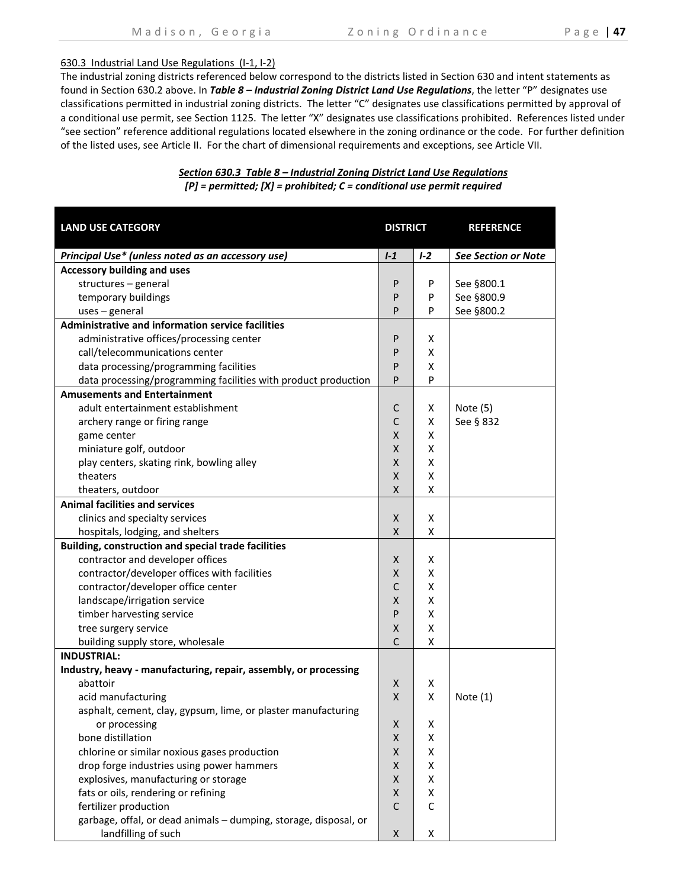630.3 Industrial Land Use Regulations (I-1, I-2)

The industrial zoning districts referenced below correspond to the districts listed in Section 630 and intent statements as found in Section 630.2 above. In ***Table 8 – Industrial Zoning District Land Use Regulations***, the letter "P" designates use classifications permitted in industrial zoning districts. The letter "C" designates use classifications permitted by approval of a conditional use permit, see Section 1125. The letter "X" designates use classifications prohibited. References listed under "see section" reference additional regulations located elsewhere in the zoning ordinance or the code. For further definition of the listed uses, see Article II. For the chart of dimensional requirements and exceptions, see Article VII.

***Section 630.3 Table 8 – Industrial Zoning District Land Use Regulations***
***[P] = permitted; [X] = prohibited; C = conditional use permit required***

| LAND USE CATEGORY | DISTRICT | | REFERENCE |
|---|---|---|---|
| *Principal Use* (unless noted as an accessory use)* | *I-1* | *I-2* | *See Section or Note* |
| **Accessory building and uses** | | | |
| structures – general | P | P | See §800.1 |
| temporary buildings | P | P | See §800.9 |
| uses – general | P | P | See §800.2 |
| **Administrative and information service facilities** | | | |
| administrative offices/processing center | P | X | |
| call/telecommunications center | P | X | |
| data processing/programming facilities | P | X | |
| data processing/programming facilities with product production | P | P | |
| **Amusements and Entertainment** | | | |
| adult entertainment establishment | C | X | Note (5) |
| archery range or firing range | C | X | See § 832 |
| game center | X | X | |
| miniature golf, outdoor | X | X | |
| play centers, skating rink, bowling alley | X | X | |
| theaters | X | X | |
| theaters, outdoor | X | X | |
| **Animal facilities and services** | | | |
| clinics and specialty services | X | X | |
| hospitals, lodging, and shelters | X | X | |
| **Building, construction and special trade facilities** | | | |
| contractor and developer offices | X | X | |
| contractor/developer offices with facilities | X | X | |
| contractor/developer office center | C | X | |
| landscape/irrigation service | X | X | |
| timber harvesting service | P | X | |
| tree surgery service | X | X | |
| building supply store, wholesale | C | X | |
| **INDUSTRIAL:** | | | |
| **Industry, heavy - manufacturing, repair, assembly, or processing** | | | |
| abattoir | X | X | |
| acid manufacturing | X | X | Note (1) |
| asphalt, cement, clay, gypsum, lime, or plaster manufacturing or processing | X | X | |
| bone distillation | X | X | |
| chlorine or similar noxious gases production | X | X | |
| drop forge industries using power hammers | X | X | |
| explosives, manufacturing or storage | X | X | |
| fats or oils, rendering or refining | X | X | |
| fertilizer production | C | C | |
| garbage, offal, or dead animals – dumping, storage, disposal, or landfilling of such | X | X | |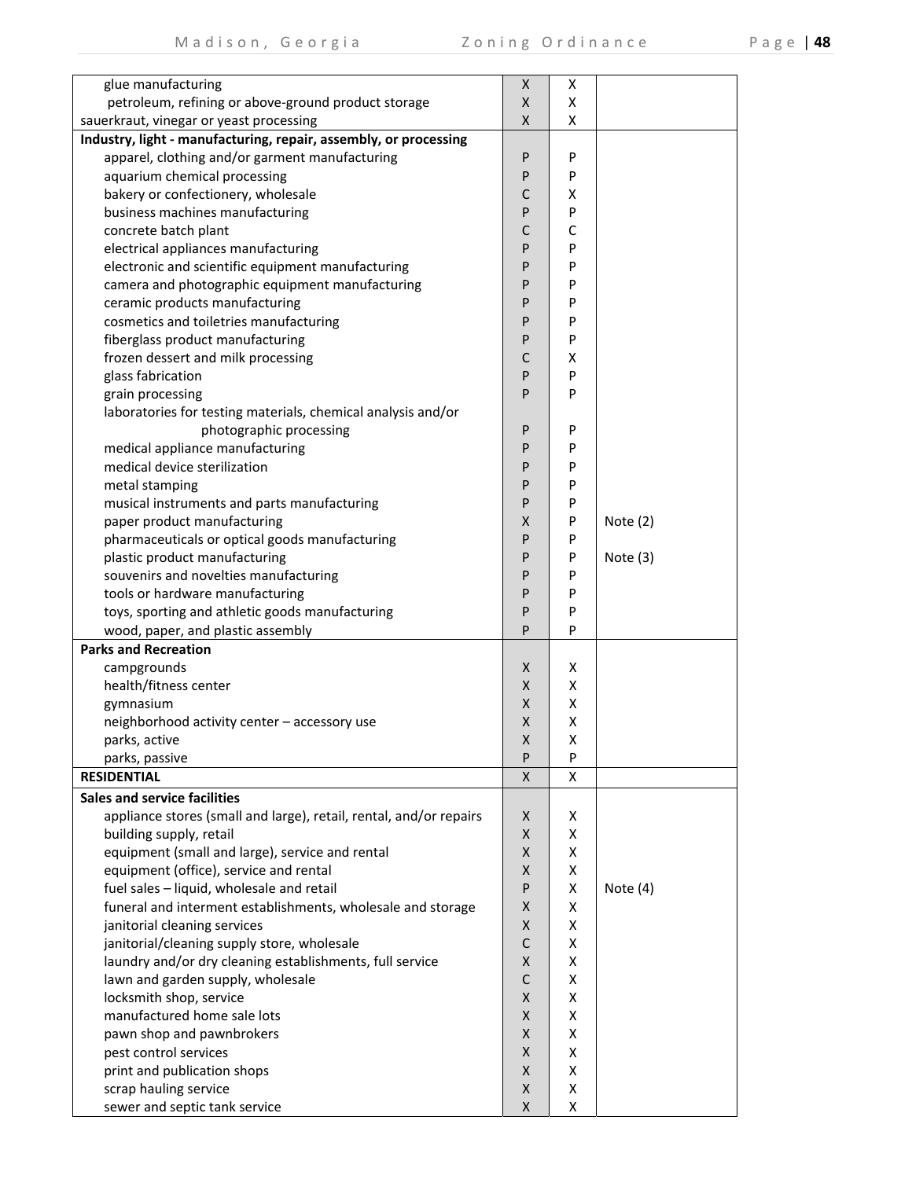| | | | |
|---|---|---|---|
| glue manufacturing | X | X | |
| petroleum, refining or above-ground product storage | X | X | |
| sauerkraut, vinegar or yeast processing | X | X | |
| **Industry, light - manufacturing, repair, assembly, or processing** | | | |
| apparel, clothing and/or garment manufacturing | P | P | |
| aquarium chemical processing | P | P | |
| bakery or confectionery, wholesale | C | X | |
| business machines manufacturing | P | P | |
| concrete batch plant | C | C | |
| electrical appliances manufacturing | P | P | |
| electronic and scientific equipment manufacturing | P | P | |
| camera and photographic equipment manufacturing | P | P | |
| ceramic products manufacturing | P | P | |
| cosmetics and toiletries manufacturing | P | P | |
| fiberglass product manufacturing | P | P | |
| frozen dessert and milk processing | C | X | |
| glass fabrication | P | P | |
| grain processing | P | P | |
| laboratories for testing materials, chemical analysis and/or photographic processing | P | P | |
| medical appliance manufacturing | P | P | |
| medical device sterilization | P | P | |
| metal stamping | P | P | |
| musical instruments and parts manufacturing | P | P | |
| paper product manufacturing | X | P | Note (2) |
| pharmaceuticals or optical goods manufacturing | P | P | |
| plastic product manufacturing | P | P | Note (3) |
| souvenirs and novelties manufacturing | P | P | |
| tools or hardware manufacturing | P | P | |
| toys, sporting and athletic goods manufacturing | P | P | |
| wood, paper, and plastic assembly | P | P | |
| **Parks and Recreation** | | | |
| campgrounds | X | X | |
| health/fitness center | X | X | |
| gymnasium | X | X | |
| neighborhood activity center – accessory use | X | X | |
| parks, active | X | X | |
| parks, passive | P | P | |
| **RESIDENTIAL** | X | X | |
| **Sales and service facilities** | | | |
| appliance stores (small and large), retail, rental, and/or repairs | X | X | |
| building supply, retail | X | X | |
| equipment (small and large), service and rental | X | X | |
| equipment (office), service and rental | X | X | |
| fuel sales – liquid, wholesale and retail | P | X | Note (4) |
| funeral and interment establishments, wholesale and storage | X | X | |
| janitorial cleaning services | X | X | |
| janitorial/cleaning supply store, wholesale | C | X | |
| laundry and/or dry cleaning establishments, full service | X | X | |
| lawn and garden supply, wholesale | C | X | |
| locksmith shop, service | X | X | |
| manufactured home sale lots | X | X | |
| pawn shop and pawnbrokers | X | X | |
| pest control services | X | X | |
| print and publication shops | X | X | |
| scrap hauling service | X | X | |
| sewer and septic tank service | X | X | |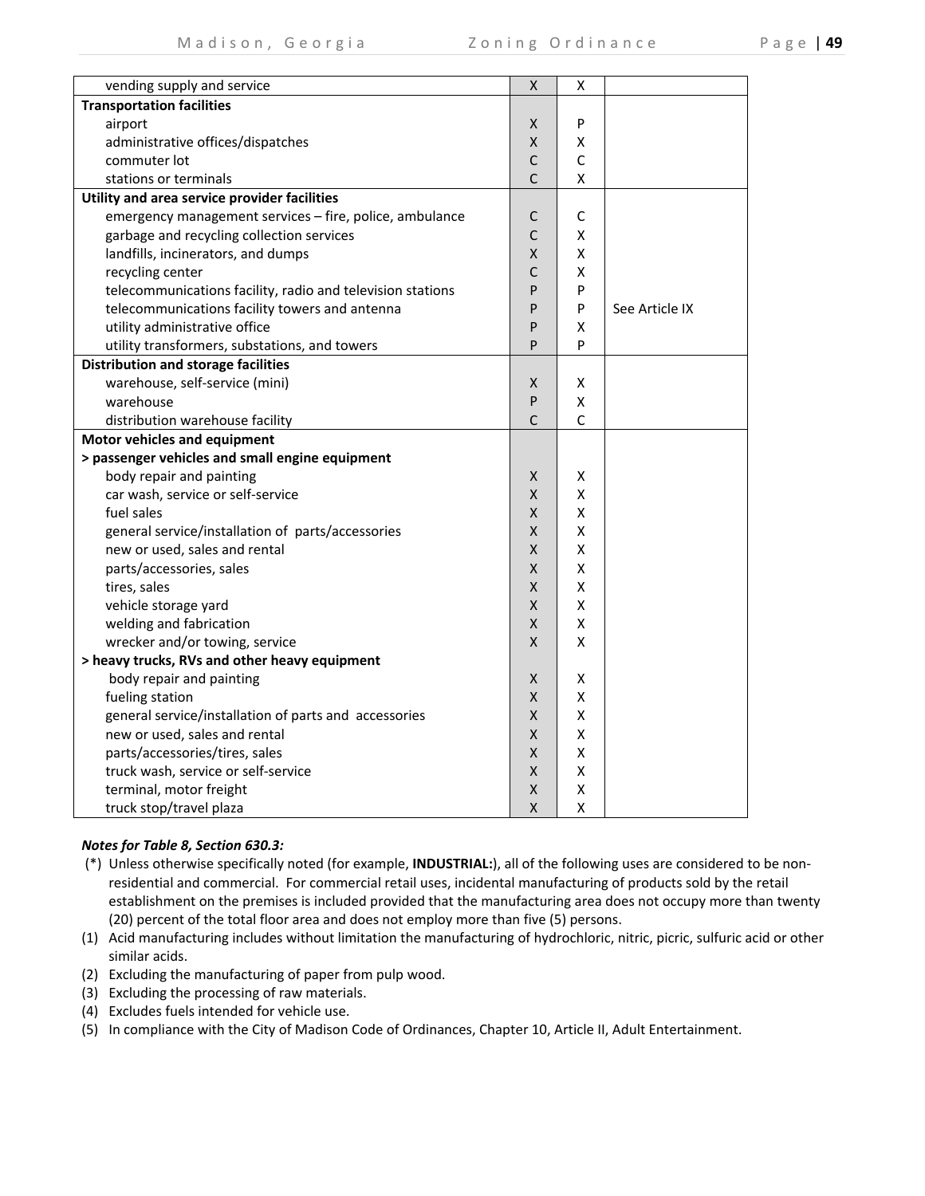| | | | |
|---|---|---|---|
| vending supply and service | X | X | |
| **Transportation facilities** | | | |
| airport | X | P | |
| administrative offices/dispatches | X | X | |
| commuter lot | C | C | |
| stations or terminals | C | X | |
| **Utility and area service provider facilities** | | | |
| emergency management services – fire, police, ambulance | C | C | |
| garbage and recycling collection services | C | X | |
| landfills, incinerators, and dumps | X | X | |
| recycling center | C | X | |
| telecommunications facility, radio and television stations | P | P | |
| telecommunications facility towers and antenna | P | P | See Article IX |
| utility administrative office | P | X | |
| utility transformers, substations, and towers | P | P | |
| **Distribution and storage facilities** | | | |
| warehouse, self-service (mini) | X | X | |
| warehouse | P | X | |
| distribution warehouse facility | C | C | |
| **Motor vehicles and equipment** | | | |
| **> passenger vehicles and small engine equipment** | | | |
| body repair and painting | X | X | |
| car wash, service or self-service | X | X | |
| fuel sales | X | X | |
| general service/installation of parts/accessories | X | X | |
| new or used, sales and rental | X | X | |
| parts/accessories, sales | X | X | |
| tires, sales | X | X | |
| vehicle storage yard | X | X | |
| welding and fabrication | X | X | |
| wrecker and/or towing, service | X | X | |
| **> heavy trucks, RVs and other heavy equipment** | | | |
| body repair and painting | X | X | |
| fueling station | X | X | |
| general service/installation of parts and accessories | X | X | |
| new or used, sales and rental | X | X | |
| parts/accessories/tires, sales | X | X | |
| truck wash, service or self-service | X | X | |
| terminal, motor freight | X | X | |
| truck stop/travel plaza | X | X | |

***Notes for Table 8, Section 630.3:***

(*) Unless otherwise specifically noted (for example, **INDUSTRIAL:**), all of the following uses are considered to be non-residential and commercial. For commercial retail uses, incidental manufacturing of products sold by the retail establishment on the premises is included provided that the manufacturing area does not occupy more than twenty (20) percent of the total floor area and does not employ more than five (5) persons.

(1) Acid manufacturing includes without limitation the manufacturing of hydrochloric, nitric, picric, sulfuric acid or other similar acids.

(2) Excluding the manufacturing of paper from pulp wood.

(3) Excluding the processing of raw materials.

(4) Excludes fuels intended for vehicle use.

(5) In compliance with the City of Madison Code of Ordinances, Chapter 10, Article II, Adult Entertainment.